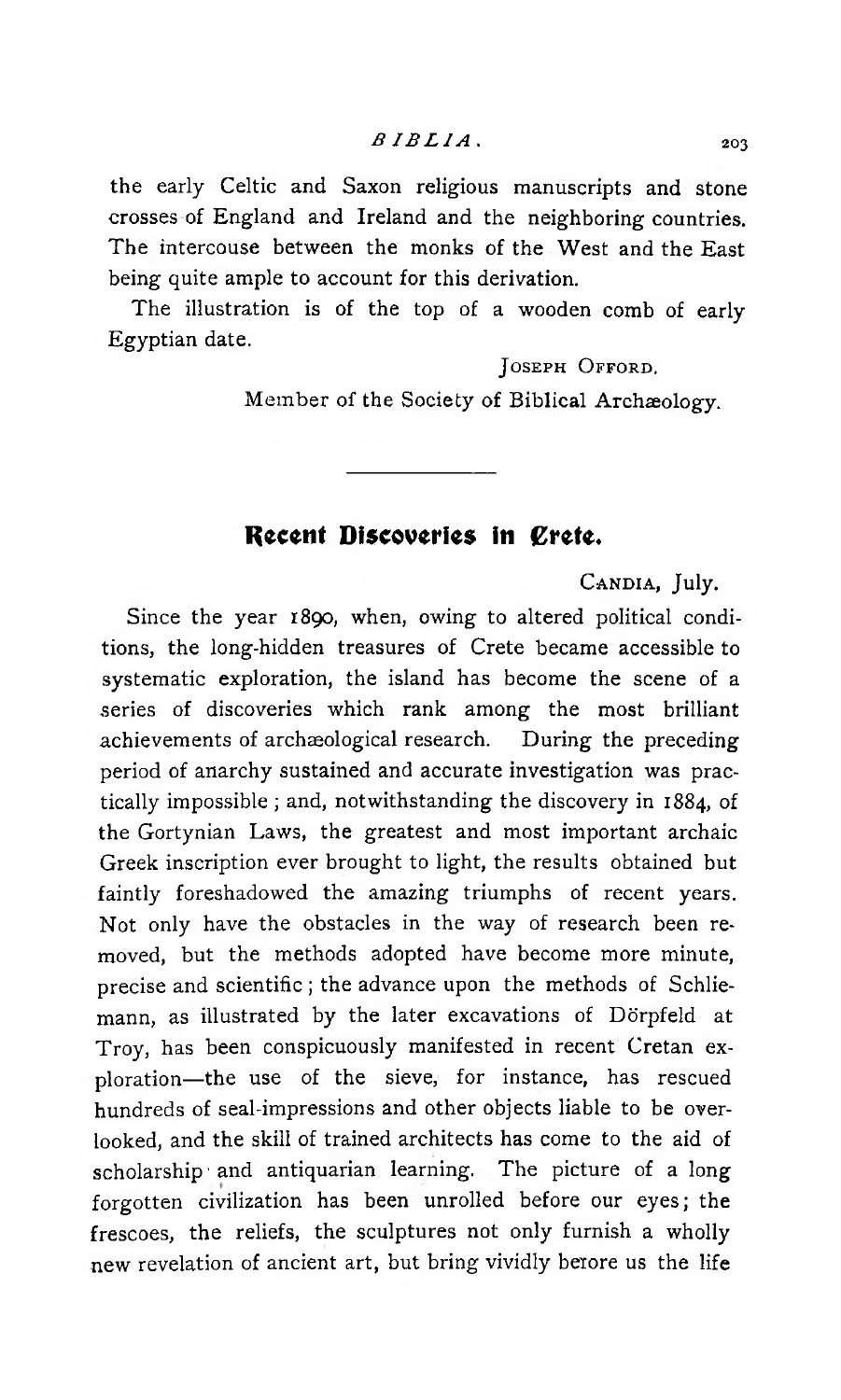the early Celtic and Saxon religious manuscripts and stone crosses of England and Ireland and the neighboring countries. The intercouse between the monks of the West and the East being quite ample to account for this derivation.

The illustration is of the top of a wooden comb of early Egyptian date.

JOSEPH OFFORD.
Member of the Society of Biblical Archæology.

---

## Recent Discoveries in Crete.

CANDIA, July.

Since the year 1890, when, owing to altered political conditions, the long-hidden treasures of Crete became accessible to systematic exploration, the island has become the scene of a series of discoveries which rank among the most brilliant achievements of archæological research. During the preceding period of anarchy sustained and accurate investigation was practically impossible; and, notwithstanding the discovery in 1884, of the Gortynian Laws, the greatest and most important archaic Greek inscription ever brought to light, the results obtained but faintly foreshadowed the amazing triumphs of recent years. Not only have the obstacles in the way of research been removed, but the methods adopted have become more minute, precise and scientific; the advance upon the methods of Schliemann, as illustrated by the later excavations of Dörpfeld at Troy, has been conspicuously manifested in recent Cretan exploration—the use of the sieve, for instance, has rescued hundreds of seal-impressions and other objects liable to be overlooked, and the skill of trained architects has come to the aid of scholarship and antiquarian learning. The picture of a long forgotten civilization has been unrolled before our eyes; the frescoes, the reliefs, the sculptures not only furnish a wholly new revelation of ancient art, but bring vividly berore us the life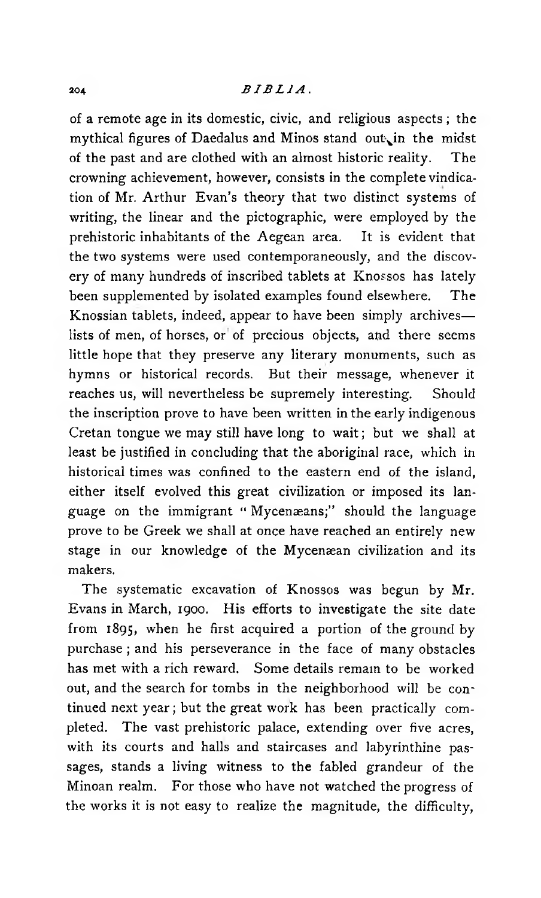of a remote age in its domestic, civic, and religious aspects; the mythical figures of Daedalus and Minos stand out in the midst of the past and are clothed with an almost historic reality. The crowning achievement, however, consists in the complete vindication of Mr. Arthur Evan's theory that two distinct systems of writing, the linear and the pictographic, were employed by the prehistoric inhabitants of the Aegean area. It is evident that the two systems were used contemporaneously, and the discovery of many hundreds of inscribed tablets at Knossos has lately been supplemented by isolated examples found elsewhere. The Knossian tablets, indeed, appear to have been simply archives—lists of men, of horses, or of precious objects, and there seems little hope that they preserve any literary monuments, such as hymns or historical records. But their message, whenever it reaches us, will nevertheless be supremely interesting. Should the inscription prove to have been written in the early indigenous Cretan tongue we may still have long to wait; but we shall at least be justified in concluding that the aboriginal race, which in historical times was confined to the eastern end of the island, either itself evolved this great civilization or imposed its language on the immigrant "Mycenæans;" should the language prove to be Greek we shall at once have reached an entirely new stage in our knowledge of the Mycenæan civilization and its makers.

The systematic excavation of Knossos was begun by Mr. Evans in March, 1900. His efforts to investigate the site date from 1895, when he first acquired a portion of the ground by purchase; and his perseverance in the face of many obstacles has met with a rich reward. Some details remain to be worked out, and the search for tombs in the neighborhood will be continued next year; but the great work has been practically completed. The vast prehistoric palace, extending over five acres, with its courts and halls and staircases and labyrinthine passages, stands a living witness to the fabled grandeur of the Minoan realm. For those who have not watched the progress of the works it is not easy to realize the magnitude, the difficulty,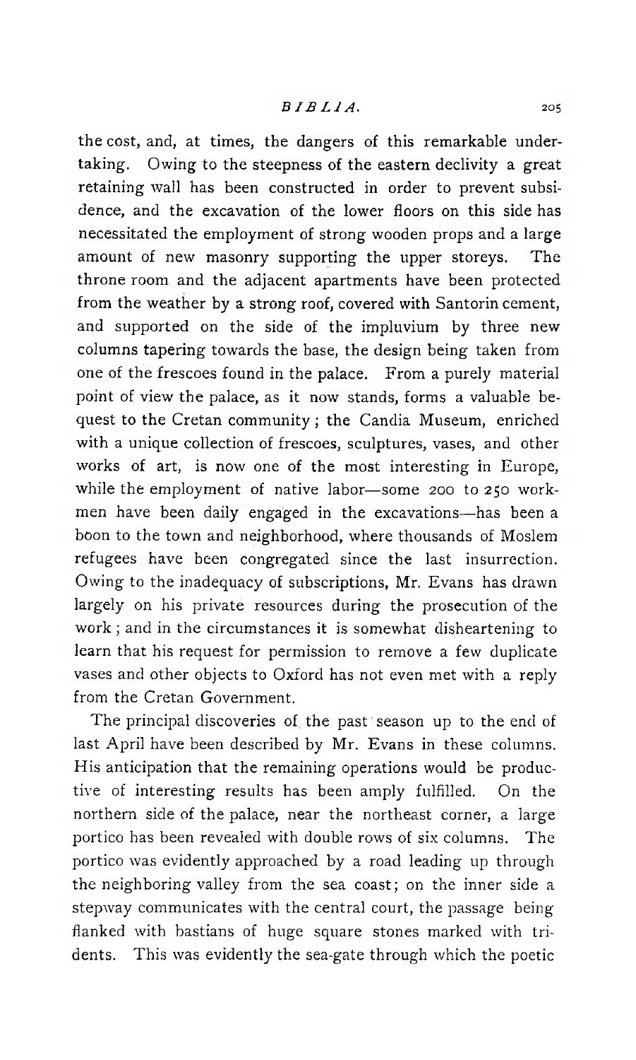the cost, and, at times, the dangers of this remarkable undertaking. Owing to the steepness of the eastern declivity a great retaining wall has been constructed in order to prevent subsidence, and the excavation of the lower floors on this side has necessitated the employment of strong wooden props and a large amount of new masonry supporting the upper storeys. The throne room and the adjacent apartments have been protected from the weather by a strong roof, covered with Santorin cement, and supported on the side of the impluvium by three new columns tapering towards the base, the design being taken from one of the frescoes found in the palace. From a purely material point of view the palace, as it now stands, forms a valuable bequest to the Cretan community; the Candia Museum, enriched with a unique collection of frescoes, sculptures, vases, and other works of art, is now one of the most interesting in Europe, while the employment of native labor—some 200 to 250 workmen have been daily engaged in the excavations—has been a boon to the town and neighborhood, where thousands of Moslem refugees have been congregated since the last insurrection. Owing to the inadequacy of subscriptions, Mr. Evans has drawn largely on his private resources during the prosecution of the work; and in the circumstances it is somewhat disheartening to learn that his request for permission to remove a few duplicate vases and other objects to Oxford has not even met with a reply from the Cretan Government.

The principal discoveries of the past season up to the end of last April have been described by Mr. Evans in these columns. His anticipation that the remaining operations would be productive of interesting results has been amply fulfilled. On the northern side of the palace, near the northeast corner, a large portico has been revealed with double rows of six columns. The portico was evidently approached by a road leading up through the neighboring valley from the sea coast; on the inner side a stepway communicates with the central court, the passage being flanked with bastians of huge square stones marked with tridents. This was evidently the sea-gate through which the poetic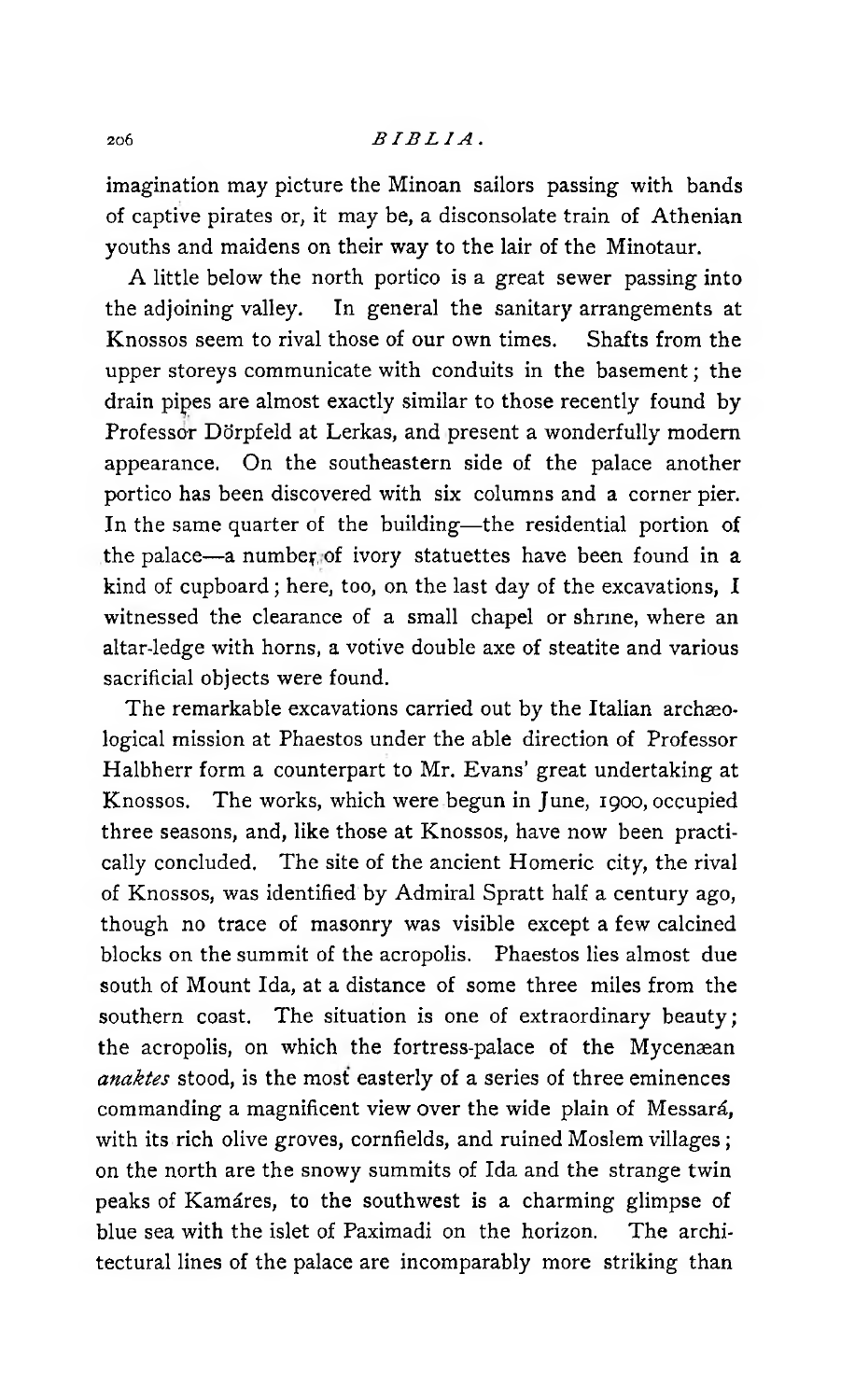imagination may picture the Minoan sailors passing with bands of captive pirates or, it may be, a disconsolate train of Athenian youths and maidens on their way to the lair of the Minotaur.

A little below the north portico is a great sewer passing into the adjoining valley. In general the sanitary arrangements at Knossos seem to rival those of our own times. Shafts from the upper storeys communicate with conduits in the basement; the drain pipes are almost exactly similar to those recently found by Professor Dörpfeld at Lerkas, and present a wonderfully modern appearance. On the southeastern side of the palace another portico has been discovered with six columns and a corner pier. In the same quarter of the building—the residential portion of the palace—a number of ivory statuettes have been found in a kind of cupboard; here, too, on the last day of the excavations, I witnessed the clearance of a small chapel or shrine, where an altar-ledge with horns, a votive double axe of steatite and various sacrificial objects were found.

The remarkable excavations carried out by the Italian archæological mission at Phaestos under the able direction of Professor Halbherr form a counterpart to Mr. Evans' great undertaking at Knossos. The works, which were begun in June, 1900, occupied three seasons, and, like those at Knossos, have now been practically concluded. The site of the ancient Homeric city, the rival of Knossos, was identified by Admiral Spratt half a century ago, though no trace of masonry was visible except a few calcined blocks on the summit of the acropolis. Phaestos lies almost due south of Mount Ida, at a distance of some three miles from the southern coast. The situation is one of extraordinary beauty; the acropolis, on which the fortress-palace of the Mycenæan *anaktes* stood, is the most easterly of a series of three eminences commanding a magnificent view over the wide plain of Messará, with its rich olive groves, cornfields, and ruined Moslem villages; on the north are the snowy summits of Ida and the strange twin peaks of Kamáres, to the southwest is a charming glimpse of blue sea with the islet of Paximadi on the horizon. The architectural lines of the palace are incomparably more striking than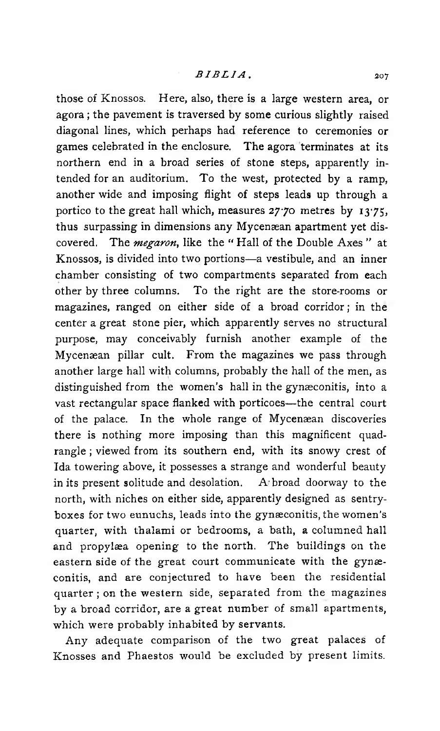those of Knossos. Here, also, there is a large western area, or agora; the pavement is traversed by some curious slightly raised diagonal lines, which perhaps had reference to ceremonies or games celebrated in the enclosure. The agora terminates at its northern end in a broad series of stone steps, apparently intended for an auditorium. To the west, protected by a ramp, another wide and imposing flight of steps leads up through a portico to the great hall which, measures 27·70 metres by 13·75, thus surpassing in dimensions any Mycenæan apartment yet discovered. The *megaron*, like the "Hall of the Double Axes" at Knossos, is divided into two portions—a vestibule, and an inner chamber consisting of two compartments separated from each other by three columns. To the right are the store-rooms or magazines, ranged on either side of a broad corridor; in the center a great stone pier, which apparently serves no structural purpose, may conceivably furnish another example of the Mycenæan pillar cult. From the magazines we pass through another large hall with columns, probably the hall of the men, as distinguished from the women's hall in the gynæconitis, into a vast rectangular space flanked with porticoes—the central court of the palace. In the whole range of Mycenæan discoveries there is nothing more imposing than this magnificent quadrangle; viewed from its southern end, with its snowy crest of Ida towering above, it possesses a strange and wonderful beauty in its present solitude and desolation. A broad doorway to the north, with niches on either side, apparently designed as sentry-boxes for two eunuchs, leads into the gynæconitis, the women's quarter, with thalami or bedrooms, a bath, a columned hall and propylæa opening to the north. The buildings on the eastern side of the great court communicate with the gynæconitis, and are conjectured to have been the residential quarter; on the western side, separated from the magazines by a broad corridor, are a great number of small apartments, which were probably inhabited by servants.

Any adequate comparison of the two great palaces of Knosses and Phaestos would be excluded by present limits.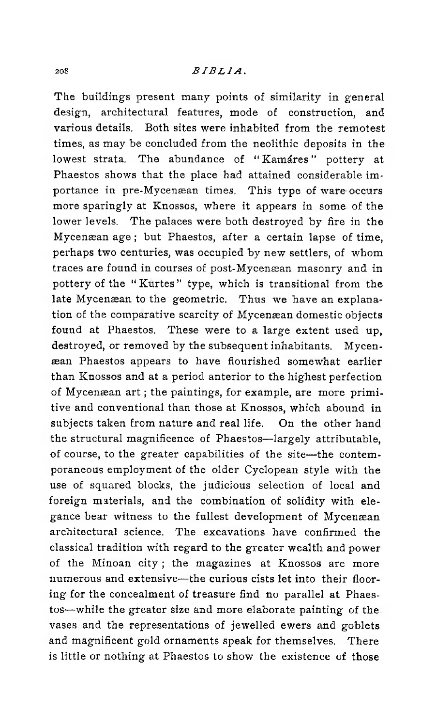The buildings present many points of similarity in general design, architectural features, mode of construction, and various details. Both sites were inhabited from the remotest times, as may be concluded from the neolithic deposits in the lowest strata. The abundance of "Kamáres" pottery at Phaestos shows that the place had attained considerable importance in pre-Mycenæan times. This type of ware occurs more sparingly at Knossos, where it appears in some of the lower levels. The palaces were both destroyed by fire in the Mycenæan age; but Phaestos, after a certain lapse of time, perhaps two centuries, was occupied by new settlers, of whom traces are found in courses of post-Mycenæan masonry and in pottery of the "Kurtes" type, which is transitional from the late Mycenæan to the geometric. Thus we have an explanation of the comparative scarcity of Mycenæan domestic objects found at Phaestos. These were to a large extent used up, destroyed, or removed by the subsequent inhabitants. Mycenæan Phaestos appears to have flourished somewhat earlier than Knossos and at a period anterior to the highest perfection of Mycenæan art; the paintings, for example, are more primitive and conventional than those at Knossos, which abound in subjects taken from nature and real life. On the other hand the structural magnificence of Phaestos—largely attributable, of course, to the greater capabilities of the site—the contemporaneous employment of the older Cyclopean style with the use of squared blocks, the judicious selection of local and foreign materials, and the combination of solidity with elegance bear witness to the fullest development of Mycenæan architectural science. The excavations have confirmed the classical tradition with regard to the greater wealth and power of the Minoan city; the magazines at Knossos are more numerous and extensive—the curious cists let into their flooring for the concealment of treasure find no parallel at Phaestos—while the greater size and more elaborate painting of the vases and the representations of jewelled ewers and goblets and magnificent gold ornaments speak for themselves. There is little or nothing at Phaestos to show the existence of those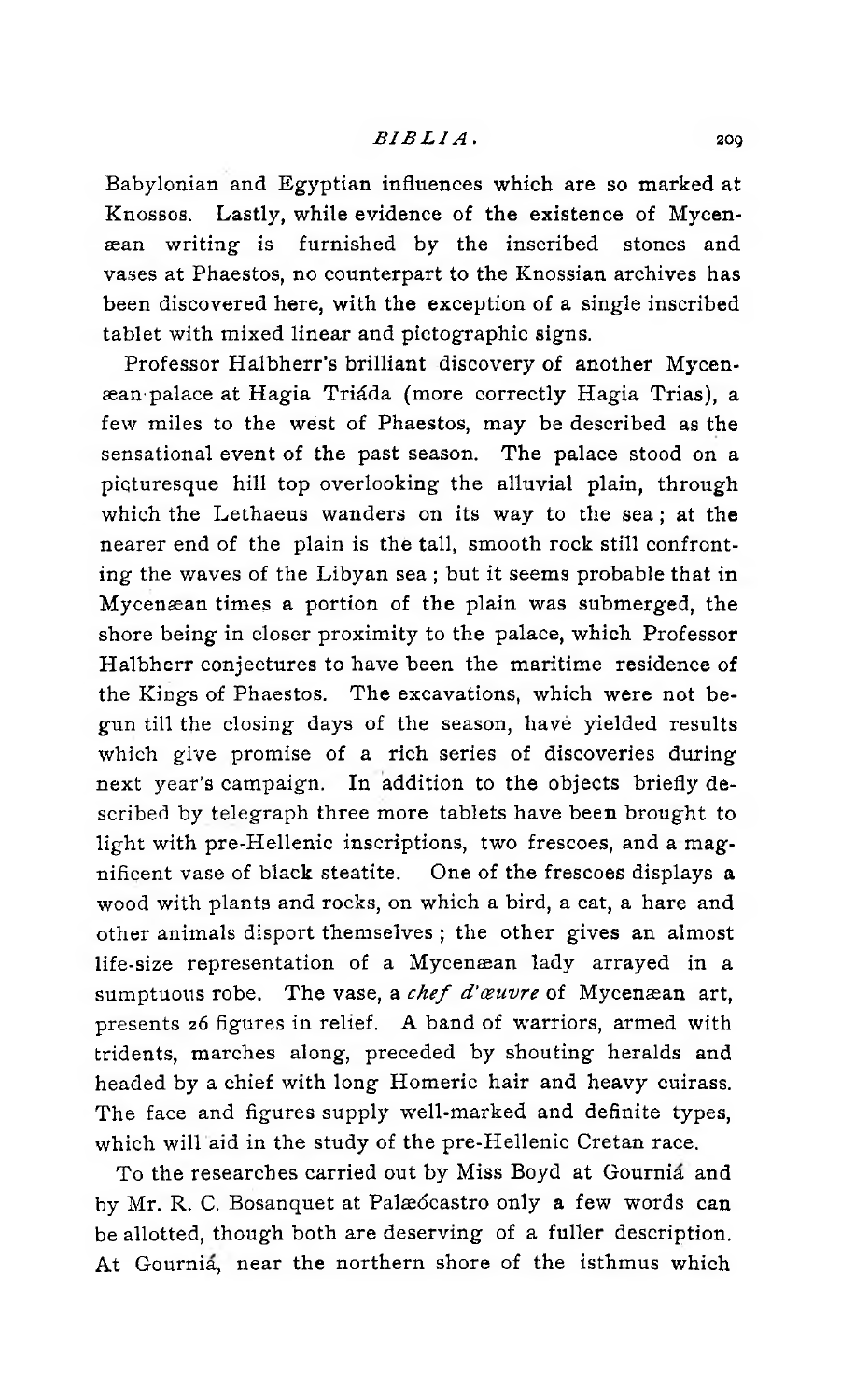Babylonian and Egyptian influences which are so marked at Knossos. Lastly, while evidence of the existence of Mycenæan writing is furnished by the inscribed stones and vases at Phaestos, no counterpart to the Knossian archives has been discovered here, with the exception of a single inscribed tablet with mixed linear and pictographic signs.

Professor Halbherr's brilliant discovery of another Mycenæan palace at Hagia Triáda (more correctly Hagia Trias), a few miles to the west of Phaestos, may be described as the sensational event of the past season. The palace stood on a picturesque hill top overlooking the alluvial plain, through which the Lethaeus wanders on its way to the sea; at the nearer end of the plain is the tall, smooth rock still confronting the waves of the Libyan sea; but it seems probable that in Mycenæan times a portion of the plain was submerged, the shore being in closer proximity to the palace, which Professor Halbherr conjectures to have been the maritime residence of the Kings of Phaestos. The excavations, which were not begun till the closing days of the season, have yielded results which give promise of a rich series of discoveries during next year's campaign. In addition to the objects briefly described by telegraph three more tablets have been brought to light with pre-Hellenic inscriptions, two frescoes, and a magnificent vase of black steatite. One of the frescoes displays a wood with plants and rocks, on which a bird, a cat, a hare and other animals disport themselves; the other gives an almost life-size representation of a Mycenæan lady arrayed in a sumptuous robe. The vase, a *chef d'œuvre* of Mycenæan art, presents 26 figures in relief. A band of warriors, armed with tridents, marches along, preceded by shouting heralds and headed by a chief with long Homeric hair and heavy cuirass. The face and figures supply well-marked and definite types, which will aid in the study of the pre-Hellenic Cretan race.

To the researches carried out by Miss Boyd at Gourniá and by Mr. R. C. Bosanquet at Palæócastro only a few words can be allotted, though both are deserving of a fuller description. At Gourniá, near the northern shore of the isthmus which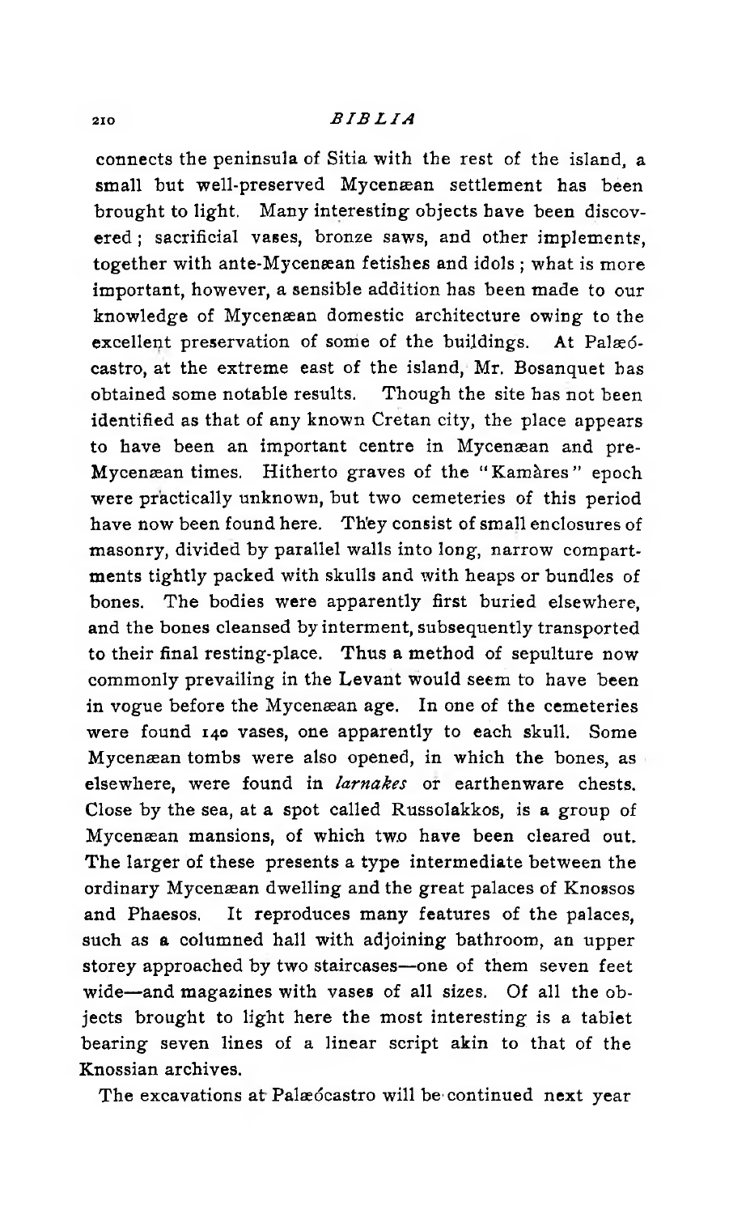connects the peninsula of Sitia with the rest of the island, a small but well-preserved Mycenæan settlement has been brought to light. Many interesting objects have been discovered; sacrificial vases, bronze saws, and other implements, together with ante-Mycenæan fetishes and idols; what is more important, however, a sensible addition has been made to our knowledge of Mycenæan domestic architecture owing to the excellent preservation of some of the buildings. At Palæócastro, at the extreme east of the island, Mr. Bosanquet has obtained some notable results. Though the site has not been identified as that of any known Cretan city, the place appears to have been an important centre in Mycenæan and pre-Mycenæan times. Hitherto graves of the "Kamàres" epoch were practically unknown, but two cemeteries of this period have now been found here. They consist of small enclosures of masonry, divided by parallel walls into long, narrow compartments tightly packed with skulls and with heaps or bundles of bones. The bodies were apparently first buried elsewhere, and the bones cleansed by interment, subsequently transported to their final resting-place. Thus a method of sepulture now commonly prevailing in the Levant would seem to have been in vogue before the Mycenæan age. In one of the cemeteries were found 140 vases, one apparently to each skull. Some Mycenæan tombs were also opened, in which the bones, as elsewhere, were found in *larnakes* or earthenware chests. Close by the sea, at a spot called Russolakkos, is a group of Mycenæan mansions, of which two have been cleared out. The larger of these presents a type intermediate between the ordinary Mycenæan dwelling and the great palaces of Knossos and Phaesos. It reproduces many features of the palaces, such as a columned hall with adjoining bathroom, an upper storey approached by two staircases—one of them seven feet wide—and magazines with vases of all sizes. Of all the objects brought to light here the most interesting is a tablet bearing seven lines of a linear script akin to that of the Knossian archives.

The excavations at Palæócastro will be continued next year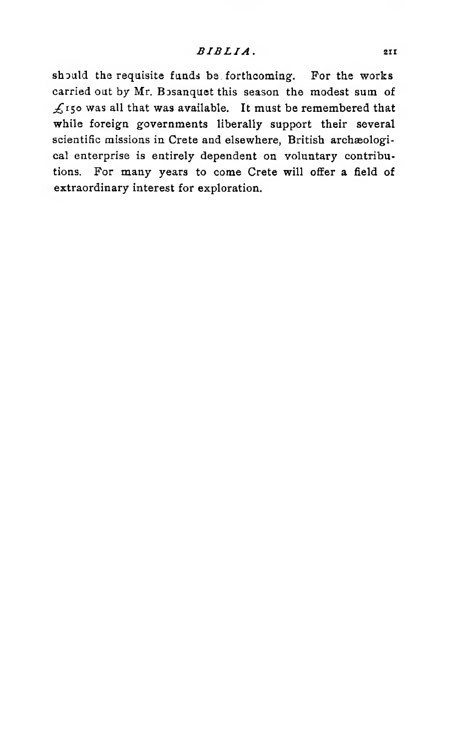should the requisite funds be forthcoming. For the works carried out by Mr. Bosanquet this season the modest sum of £150 was all that was available. It must be remembered that while foreign governments liberally support their several scientific missions in Crete and elsewhere, British archæological enterprise is entirely dependent on voluntary contributions. For many years to come Crete will offer a field of extraordinary interest for exploration.